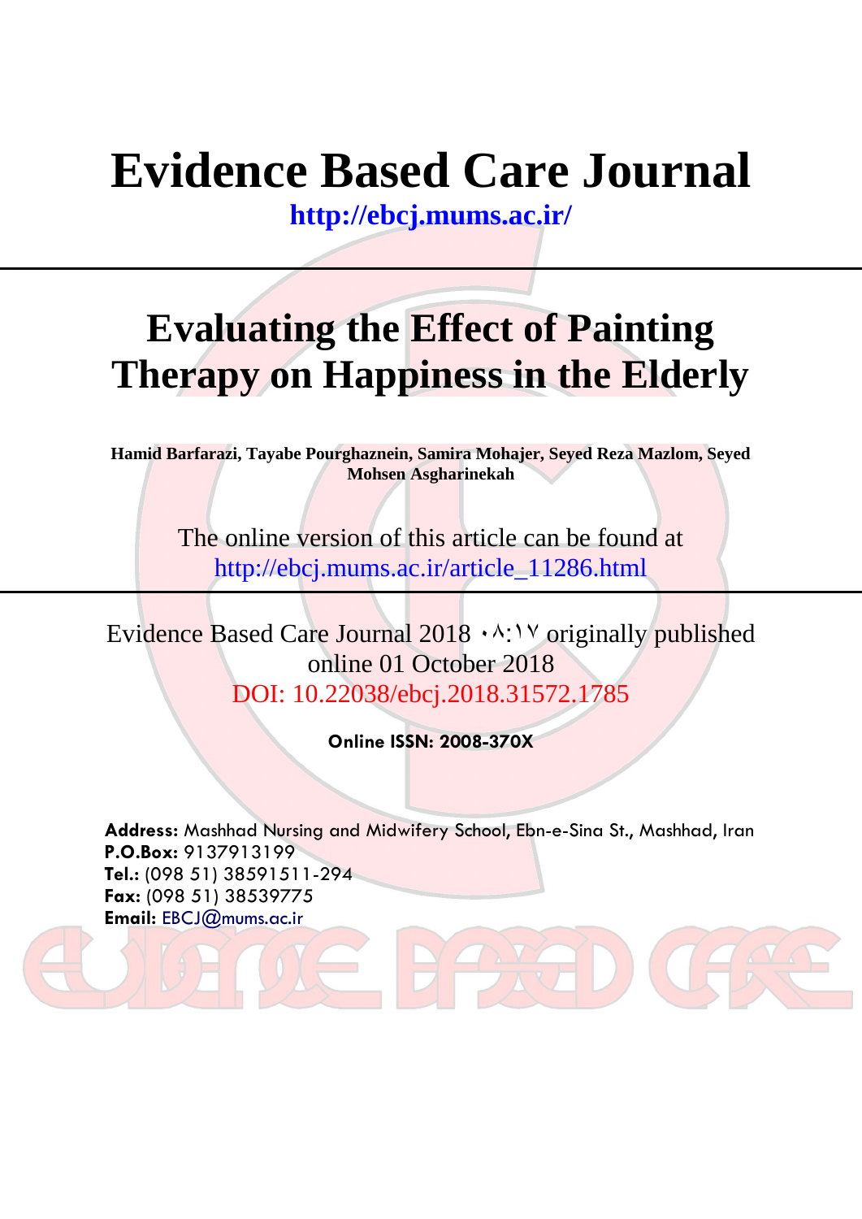# Evidence Based Care Journal

http://ebcj.mums.ac.ir/

---

# Evaluating the Effect of Painting Therapy on Happiness in the Elderly

**Hamid Barfarazi, Tayabe Pourghaznein, Samira Mohajer, Seyed Reza Mazlom, Seyed Mohsen Asgharinekah**

The online version of this article can be found at
http://ebcj.mums.ac.ir/article_11286.html

---

Evidence Based Care Journal 2018 ۰۸:۱۷ originally published online 01 October 2018
DOI: 10.22038/ebcj.2018.31572.1785

**Online ISSN: 2008-370X**

**Address:** Mashhad Nursing and Midwifery School, Ebn-e-Sina St., Mashhad, Iran
**P.O.Box:** 9137913199
**Tel.:** (098 51) 38591511-294
**Fax:** (098 51) 38539775
**Email:** EBCJ@mums.ac.ir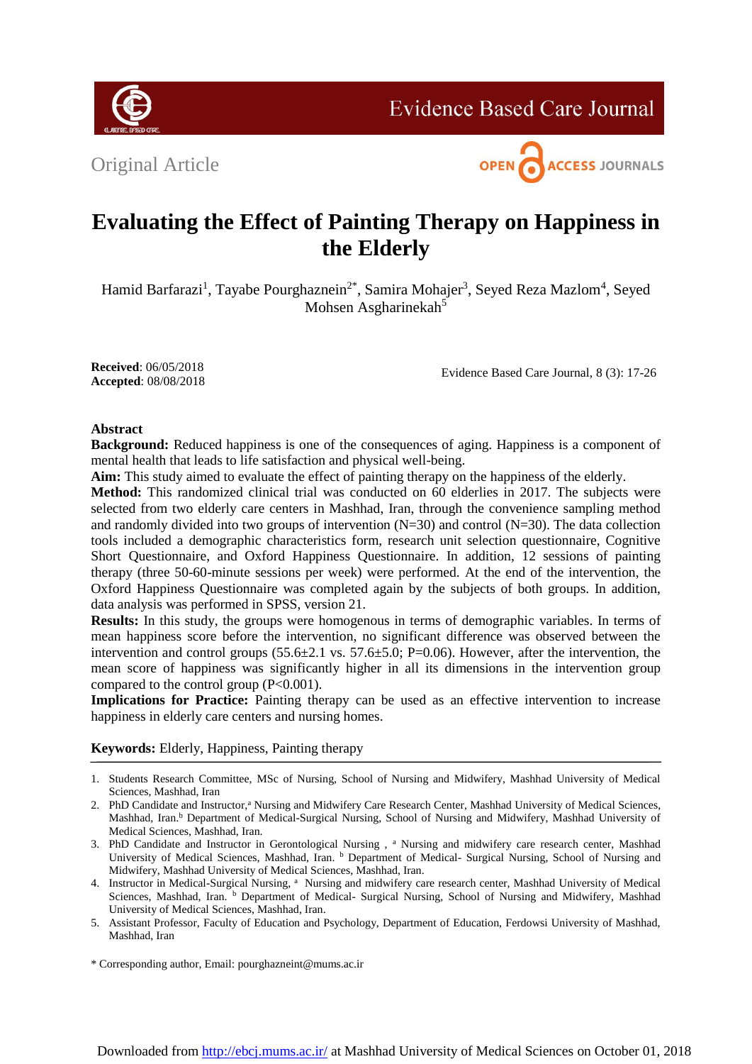Original Article

# Evaluating the Effect of Painting Therapy on Happiness in the Elderly

Hamid Barfarazi[1], Tayabe Pourghaznein[2*], Samira Mohajer[3], Seyed Reza Mazlom[4], Seyed Mohsen Asgharinekah[5]

**Received**: 06/05/2018
**Accepted**: 08/08/2018

Evidence Based Care Journal, 8 (3): 17-26

## Abstract

**Background:** Reduced happiness is one of the consequences of aging. Happiness is a component of mental health that leads to life satisfaction and physical well-being.

**Aim:** This study aimed to evaluate the effect of painting therapy on the happiness of the elderly.

**Method:** This randomized clinical trial was conducted on 60 elderlies in 2017. The subjects were selected from two elderly care centers in Mashhad, Iran, through the convenience sampling method and randomly divided into two groups of intervention (N=30) and control (N=30). The data collection tools included a demographic characteristics form, research unit selection questionnaire, Cognitive Short Questionnaire, and Oxford Happiness Questionnaire. In addition, 12 sessions of painting therapy (three 50-60-minute sessions per week) were performed. At the end of the intervention, the Oxford Happiness Questionnaire was completed again by the subjects of both groups. In addition, data analysis was performed in SPSS, version 21.

**Results:** In this study, the groups were homogenous in terms of demographic variables. In terms of mean happiness score before the intervention, no significant difference was observed between the intervention and control groups (55.6±2.1 vs. 57.6±5.0; P=0.06). However, after the intervention, the mean score of happiness was significantly higher in all its dimensions in the intervention group compared to the control group (P<0.001).

**Implications for Practice:** Painting therapy can be used as an effective intervention to increase happiness in elderly care centers and nursing homes.

**Keywords:** Elderly, Happiness, Painting therapy

1. Students Research Committee, MSc of Nursing, School of Nursing and Midwifery, Mashhad University of Medical Sciences, Mashhad, Iran
2. PhD Candidate and Instructor,[a] Nursing and Midwifery Care Research Center, Mashhad University of Medical Sciences, Mashhad, Iran.[b] Department of Medical-Surgical Nursing, School of Nursing and Midwifery, Mashhad University of Medical Sciences, Mashhad, Iran.
3. PhD Candidate and Instructor in Gerontological Nursing , [a] Nursing and midwifery care research center, Mashhad University of Medical Sciences, Mashhad, Iran. [b] Department of Medical- Surgical Nursing, School of Nursing and Midwifery, Mashhad University of Medical Sciences, Mashhad, Iran.
4. Instructor in Medical-Surgical Nursing, [a] Nursing and midwifery care research center, Mashhad University of Medical Sciences, Mashhad, Iran. [b] Department of Medical- Surgical Nursing, School of Nursing and Midwifery, Mashhad University of Medical Sciences, Mashhad, Iran.
5. Assistant Professor, Faculty of Education and Psychology, Department of Education, Ferdowsi University of Mashhad, Mashhad, Iran

\* Corresponding author, Email: pourghazneint@mums.ac.ir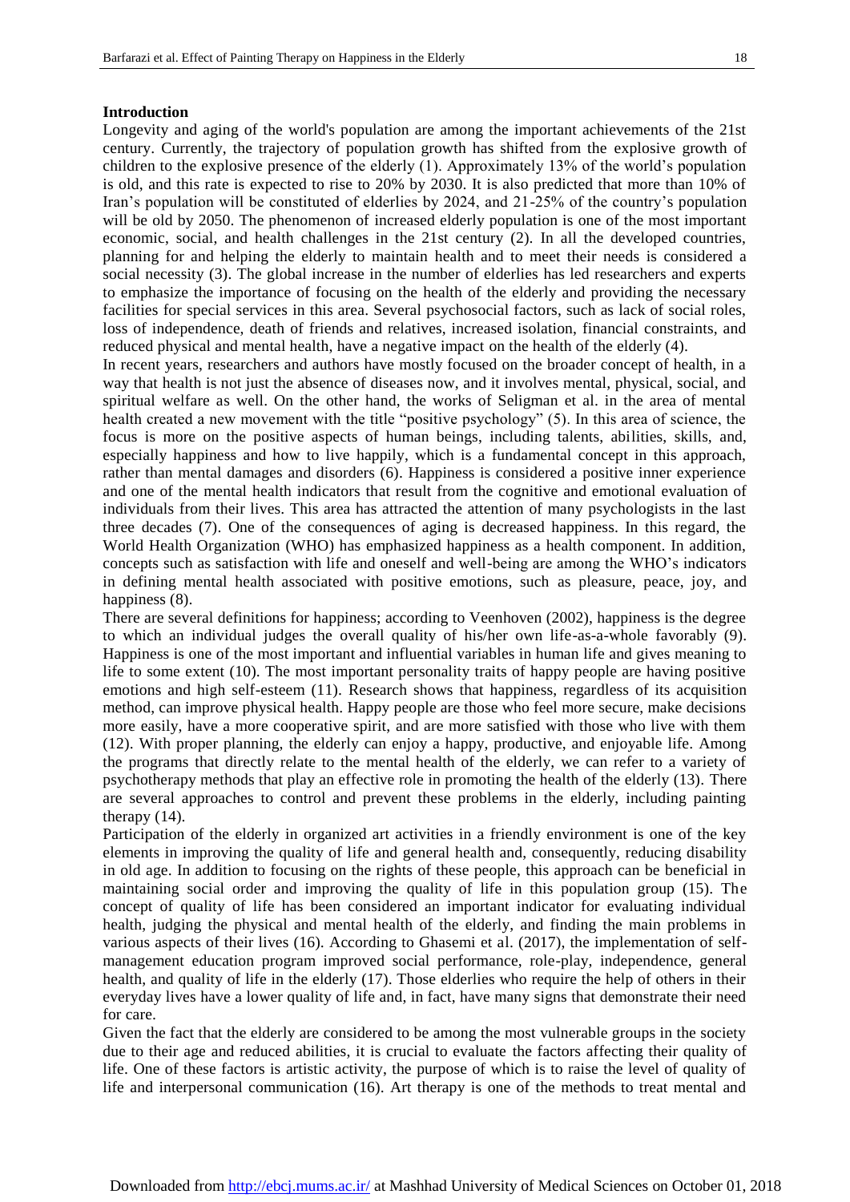## Introduction

Longevity and aging of the world's population are among the important achievements of the 21st century. Currently, the trajectory of population growth has shifted from the explosive growth of children to the explosive presence of the elderly (1). Approximately 13% of the world's population is old, and this rate is expected to rise to 20% by 2030. It is also predicted that more than 10% of Iran's population will be constituted of elderlies by 2024, and 21-25% of the country's population will be old by 2050. The phenomenon of increased elderly population is one of the most important economic, social, and health challenges in the 21st century (2). In all the developed countries, planning for and helping the elderly to maintain health and to meet their needs is considered a social necessity (3). The global increase in the number of elderlies has led researchers and experts to emphasize the importance of focusing on the health of the elderly and providing the necessary facilities for special services in this area. Several psychosocial factors, such as lack of social roles, loss of independence, death of friends and relatives, increased isolation, financial constraints, and reduced physical and mental health, have a negative impact on the health of the elderly (4).

In recent years, researchers and authors have mostly focused on the broader concept of health, in a way that health is not just the absence of diseases now, and it involves mental, physical, social, and spiritual welfare as well. On the other hand, the works of Seligman et al. in the area of mental health created a new movement with the title "positive psychology" (5). In this area of science, the focus is more on the positive aspects of human beings, including talents, abilities, skills, and, especially happiness and how to live happily, which is a fundamental concept in this approach, rather than mental damages and disorders (6). Happiness is considered a positive inner experience and one of the mental health indicators that result from the cognitive and emotional evaluation of individuals from their lives. This area has attracted the attention of many psychologists in the last three decades (7). One of the consequences of aging is decreased happiness. In this regard, the World Health Organization (WHO) has emphasized happiness as a health component. In addition, concepts such as satisfaction with life and oneself and well-being are among the WHO's indicators in defining mental health associated with positive emotions, such as pleasure, peace, joy, and happiness (8).

There are several definitions for happiness; according to Veenhoven (2002), happiness is the degree to which an individual judges the overall quality of his/her own life-as-a-whole favorably (9). Happiness is one of the most important and influential variables in human life and gives meaning to life to some extent (10). The most important personality traits of happy people are having positive emotions and high self-esteem (11). Research shows that happiness, regardless of its acquisition method, can improve physical health. Happy people are those who feel more secure, make decisions more easily, have a more cooperative spirit, and are more satisfied with those who live with them (12). With proper planning, the elderly can enjoy a happy, productive, and enjoyable life. Among the programs that directly relate to the mental health of the elderly, we can refer to a variety of psychotherapy methods that play an effective role in promoting the health of the elderly (13). There are several approaches to control and prevent these problems in the elderly, including painting therapy (14).

Participation of the elderly in organized art activities in a friendly environment is one of the key elements in improving the quality of life and general health and, consequently, reducing disability in old age. In addition to focusing on the rights of these people, this approach can be beneficial in maintaining social order and improving the quality of life in this population group (15). The concept of quality of life has been considered an important indicator for evaluating individual health, judging the physical and mental health of the elderly, and finding the main problems in various aspects of their lives (16). According to Ghasemi et al. (2017), the implementation of self-management education program improved social performance, role-play, independence, general health, and quality of life in the elderly (17). Those elderlies who require the help of others in their everyday lives have a lower quality of life and, in fact, have many signs that demonstrate their need for care.

Given the fact that the elderly are considered to be among the most vulnerable groups in the society due to their age and reduced abilities, it is crucial to evaluate the factors affecting their quality of life. One of these factors is artistic activity, the purpose of which is to raise the level of quality of life and interpersonal communication (16). Art therapy is one of the methods to treat mental and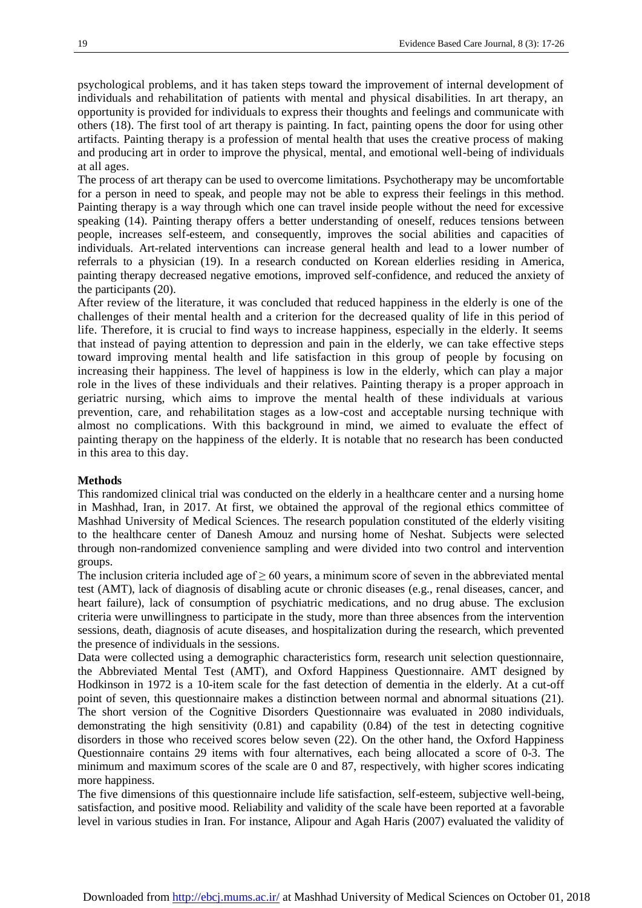psychological problems, and it has taken steps toward the improvement of internal development of individuals and rehabilitation of patients with mental and physical disabilities. In art therapy, an opportunity is provided for individuals to express their thoughts and feelings and communicate with others (18). The first tool of art therapy is painting. In fact, painting opens the door for using other artifacts. Painting therapy is a profession of mental health that uses the creative process of making and producing art in order to improve the physical, mental, and emotional well-being of individuals at all ages.

The process of art therapy can be used to overcome limitations. Psychotherapy may be uncomfortable for a person in need to speak, and people may not be able to express their feelings in this method. Painting therapy is a way through which one can travel inside people without the need for excessive speaking (14). Painting therapy offers a better understanding of oneself, reduces tensions between people, increases self-esteem, and consequently, improves the social abilities and capacities of individuals. Art-related interventions can increase general health and lead to a lower number of referrals to a physician (19). In a research conducted on Korean elderlies residing in America, painting therapy decreased negative emotions, improved self-confidence, and reduced the anxiety of the participants (20).

After review of the literature, it was concluded that reduced happiness in the elderly is one of the challenges of their mental health and a criterion for the decreased quality of life in this period of life. Therefore, it is crucial to find ways to increase happiness, especially in the elderly. It seems that instead of paying attention to depression and pain in the elderly, we can take effective steps toward improving mental health and life satisfaction in this group of people by focusing on increasing their happiness. The level of happiness is low in the elderly, which can play a major role in the lives of these individuals and their relatives. Painting therapy is a proper approach in geriatric nursing, which aims to improve the mental health of these individuals at various prevention, care, and rehabilitation stages as a low-cost and acceptable nursing technique with almost no complications. With this background in mind, we aimed to evaluate the effect of painting therapy on the happiness of the elderly. It is notable that no research has been conducted in this area to this day.

**Methods**

This randomized clinical trial was conducted on the elderly in a healthcare center and a nursing home in Mashhad, Iran, in 2017. At first, we obtained the approval of the regional ethics committee of Mashhad University of Medical Sciences. The research population constituted of the elderly visiting to the healthcare center of Danesh Amouz and nursing home of Neshat. Subjects were selected through non-randomized convenience sampling and were divided into two control and intervention groups.

The inclusion criteria included age of $\geq 60$ years, a minimum score of seven in the abbreviated mental test (AMT), lack of diagnosis of disabling acute or chronic diseases (e.g., renal diseases, cancer, and heart failure), lack of consumption of psychiatric medications, and no drug abuse. The exclusion criteria were unwillingness to participate in the study, more than three absences from the intervention sessions, death, diagnosis of acute diseases, and hospitalization during the research, which prevented the presence of individuals in the sessions.

Data were collected using a demographic characteristics form, research unit selection questionnaire, the Abbreviated Mental Test (AMT), and Oxford Happiness Questionnaire. AMT designed by Hodkinson in 1972 is a 10-item scale for the fast detection of dementia in the elderly. At a cut-off point of seven, this questionnaire makes a distinction between normal and abnormal situations (21). The short version of the Cognitive Disorders Questionnaire was evaluated in 2080 individuals, demonstrating the high sensitivity (0.81) and capability (0.84) of the test in detecting cognitive disorders in those who received scores below seven (22). On the other hand, the Oxford Happiness Questionnaire contains 29 items with four alternatives, each being allocated a score of 0-3. The minimum and maximum scores of the scale are 0 and 87, respectively, with higher scores indicating more happiness.

The five dimensions of this questionnaire include life satisfaction, self-esteem, subjective well-being, satisfaction, and positive mood. Reliability and validity of the scale have been reported at a favorable level in various studies in Iran. For instance, Alipour and Agah Haris (2007) evaluated the validity of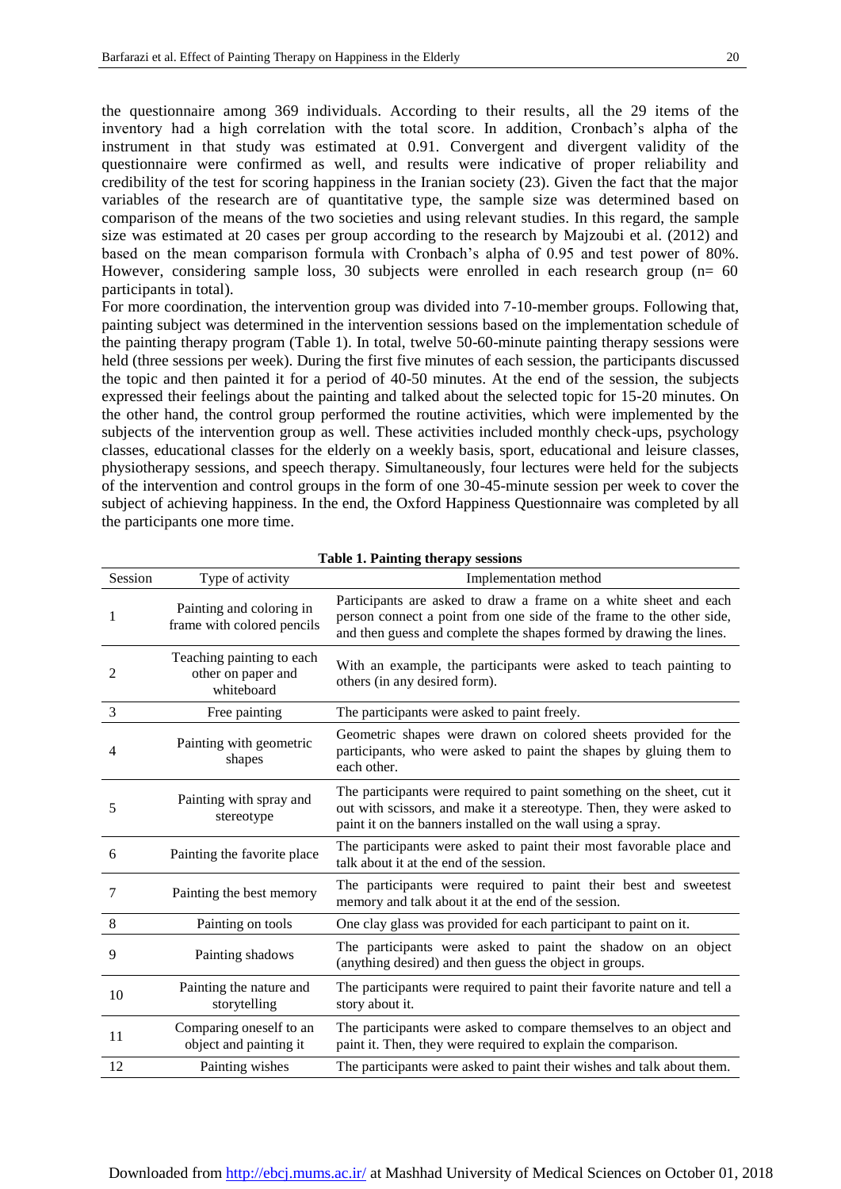the questionnaire among 369 individuals. According to their results, all the 29 items of the inventory had a high correlation with the total score. In addition, Cronbach's alpha of the instrument in that study was estimated at 0.91. Convergent and divergent validity of the questionnaire were confirmed as well, and results were indicative of proper reliability and credibility of the test for scoring happiness in the Iranian society (23). Given the fact that the major variables of the research are of quantitative type, the sample size was determined based on comparison of the means of the two societies and using relevant studies. In this regard, the sample size was estimated at 20 cases per group according to the research by Majzoubi et al. (2012) and based on the mean comparison formula with Cronbach's alpha of 0.95 and test power of 80%. However, considering sample loss, 30 subjects were enrolled in each research group (n= 60 participants in total).

For more coordination, the intervention group was divided into 7-10-member groups. Following that, painting subject was determined in the intervention sessions based on the implementation schedule of the painting therapy program (Table 1). In total, twelve 50-60-minute painting therapy sessions were held (three sessions per week). During the first five minutes of each session, the participants discussed the topic and then painted it for a period of 40-50 minutes. At the end of the session, the subjects expressed their feelings about the painting and talked about the selected topic for 15-20 minutes. On the other hand, the control group performed the routine activities, which were implemented by the subjects of the intervention group as well. These activities included monthly check-ups, psychology classes, educational classes for the elderly on a weekly basis, sport, educational and leisure classes, physiotherapy sessions, and speech therapy. Simultaneously, four lectures were held for the subjects of the intervention and control groups in the form of one 30-45-minute session per week to cover the subject of achieving happiness. In the end, the Oxford Happiness Questionnaire was completed by all the participants one more time.

**Table 1. Painting therapy sessions**

| Session | Type of activity | Implementation method |
|---|---|---|
| 1 | Painting and coloring in frame with colored pencils | Participants are asked to draw a frame on a white sheet and each person connect a point from one side of the frame to the other side, and then guess and complete the shapes formed by drawing the lines. |
| 2 | Teaching painting to each other on paper and whiteboard | With an example, the participants were asked to teach painting to others (in any desired form). |
| 3 | Free painting | The participants were asked to paint freely. |
| 4 | Painting with geometric shapes | Geometric shapes were drawn on colored sheets provided for the participants, who were asked to paint the shapes by gluing them to each other. |
| 5 | Painting with spray and stereotype | The participants were required to paint something on the sheet, cut it out with scissors, and make it a stereotype. Then, they were asked to paint it on the banners installed on the wall using a spray. |
| 6 | Painting the favorite place | The participants were asked to paint their most favorable place and talk about it at the end of the session. |
| 7 | Painting the best memory | The participants were required to paint their best and sweetest memory and talk about it at the end of the session. |
| 8 | Painting on tools | One clay glass was provided for each participant to paint on it. |
| 9 | Painting shadows | The participants were asked to paint the shadow on an object (anything desired) and then guess the object in groups. |
| 10 | Painting the nature and storytelling | The participants were required to paint their favorite nature and tell a story about it. |
| 11 | Comparing oneself to an object and painting it | The participants were asked to compare themselves to an object and paint it. Then, they were required to explain the comparison. |
| 12 | Painting wishes | The participants were asked to paint their wishes and talk about them. |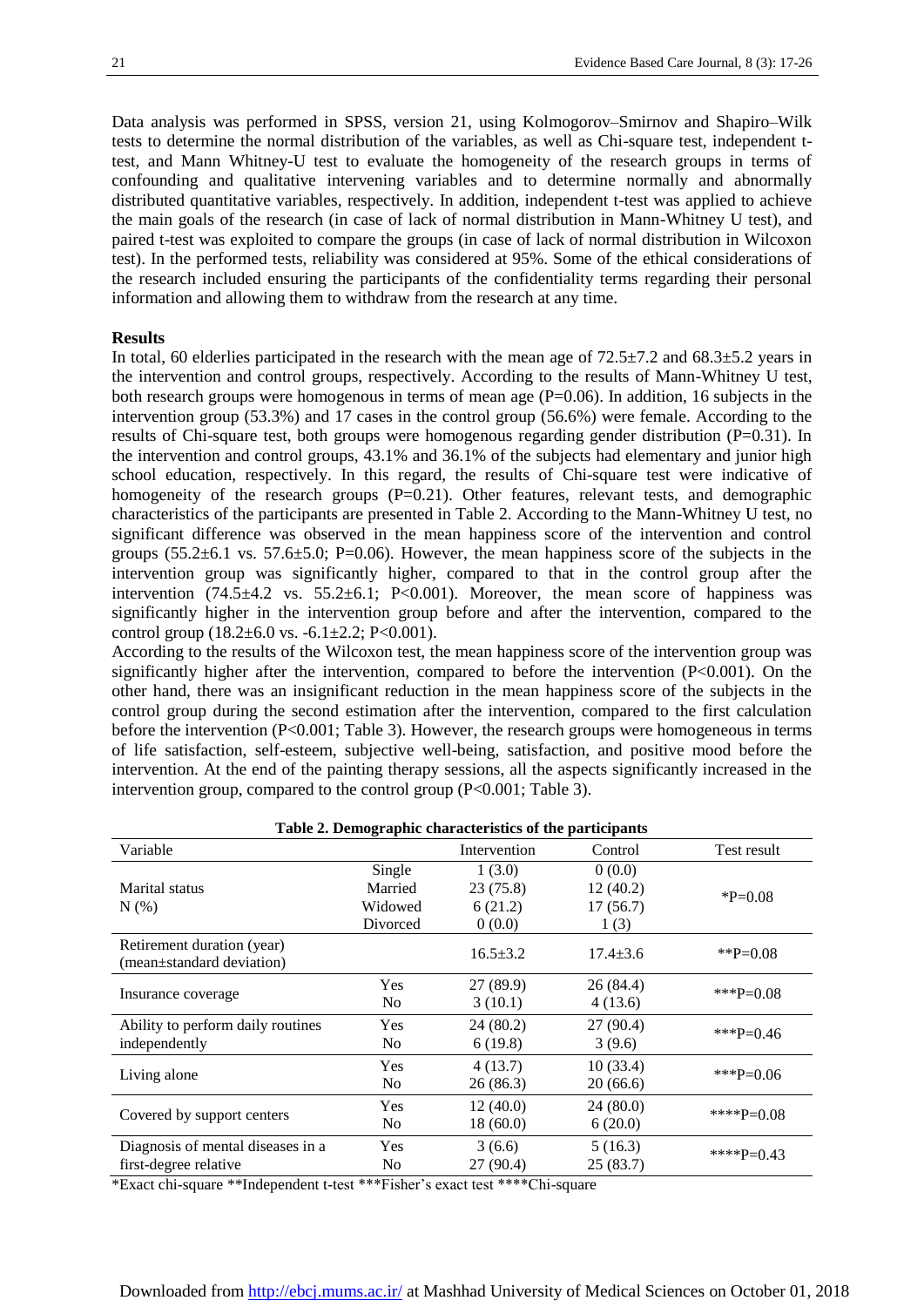Data analysis was performed in SPSS, version 21, using Kolmogorov–Smirnov and Shapiro–Wilk tests to determine the normal distribution of the variables, as well as Chi-square test, independent t-test, and Mann Whitney-U test to evaluate the homogeneity of the research groups in terms of confounding and qualitative intervening variables and to determine normally and abnormally distributed quantitative variables, respectively. In addition, independent t-test was applied to achieve the main goals of the research (in case of lack of normal distribution in Mann-Whitney U test), and paired t-test was exploited to compare the groups (in case of lack of normal distribution in Wilcoxon test). In the performed tests, reliability was considered at 95%. Some of the ethical considerations of the research included ensuring the participants of the confidentiality terms regarding their personal information and allowing them to withdraw from the research at any time.

**Results**

In total, 60 elderlies participated in the research with the mean age of 72.5±7.2 and 68.3±5.2 years in the intervention and control groups, respectively. According to the results of Mann-Whitney U test, both research groups were homogenous in terms of mean age (P=0.06). In addition, 16 subjects in the intervention group (53.3%) and 17 cases in the control group (56.6%) were female. According to the results of Chi-square test, both groups were homogenous regarding gender distribution (P=0.31). In the intervention and control groups, 43.1% and 36.1% of the subjects had elementary and junior high school education, respectively. In this regard, the results of Chi-square test were indicative of homogeneity of the research groups (P=0.21). Other features, relevant tests, and demographic characteristics of the participants are presented in Table 2. According to the Mann-Whitney U test, no significant difference was observed in the mean happiness score of the intervention and control groups (55.2±6.1 vs. 57.6±5.0; P=0.06). However, the mean happiness score of the subjects in the intervention group was significantly higher, compared to that in the control group after the intervention (74.5±4.2 vs. 55.2±6.1; P<0.001). Moreover, the mean score of happiness was significantly higher in the intervention group before and after the intervention, compared to the control group (18.2±6.0 vs. -6.1±2.2; P<0.001).

According to the results of the Wilcoxon test, the mean happiness score of the intervention group was significantly higher after the intervention, compared to before the intervention (P<0.001). On the other hand, there was an insignificant reduction in the mean happiness score of the subjects in the control group during the second estimation after the intervention, compared to the first calculation before the intervention (P<0.001; Table 3). However, the research groups were homogeneous in terms of life satisfaction, self-esteem, subjective well-being, satisfaction, and positive mood before the intervention. At the end of the painting therapy sessions, all the aspects significantly increased in the intervention group, compared to the control group (P<0.001; Table 3).

**Table 2. Demographic characteristics of the participants**

| Variable | | Intervention | Control | Test result |
|---|---|---|---|---|
| Marital status N (%) | Single | 1 (3.0) | 0 (0.0) | *P=0.08 |
| | Married | 23 (75.8) | 12 (40.2) | |
| | Widowed | 6 (21.2) | 17 (56.7) | |
| | Divorced | 0 (0.0) | 1 (3) | |
| Retirement duration (year) (mean±standard deviation) | | 16.5±3.2 | 17.4±3.6 | **P=0.08 |
| Insurance coverage | Yes | 27 (89.9) | 26 (84.4) | ***P=0.08 |
| | No | 3 (10.1) | 4 (13.6) | |
| Ability to perform daily routines independently | Yes | 24 (80.2) | 27 (90.4) | ***P=0.46 |
| | No | 6 (19.8) | 3 (9.6) | |
| Living alone | Yes | 4 (13.7) | 10 (33.4) | ***P=0.06 |
| | No | 26 (86.3) | 20 (66.6) | |
| Covered by support centers | Yes | 12 (40.0) | 24 (80.0) | ****P=0.08 |
| | No | 18 (60.0) | 6 (20.0) | |
| Diagnosis of mental diseases in a first-degree relative | Yes | 3 (6.6) | 5 (16.3) | ****P=0.43 |
| | No | 27 (90.4) | 25 (83.7) | |

*Exact chi-square **Independent t-test ***Fisher's exact test ****Chi-square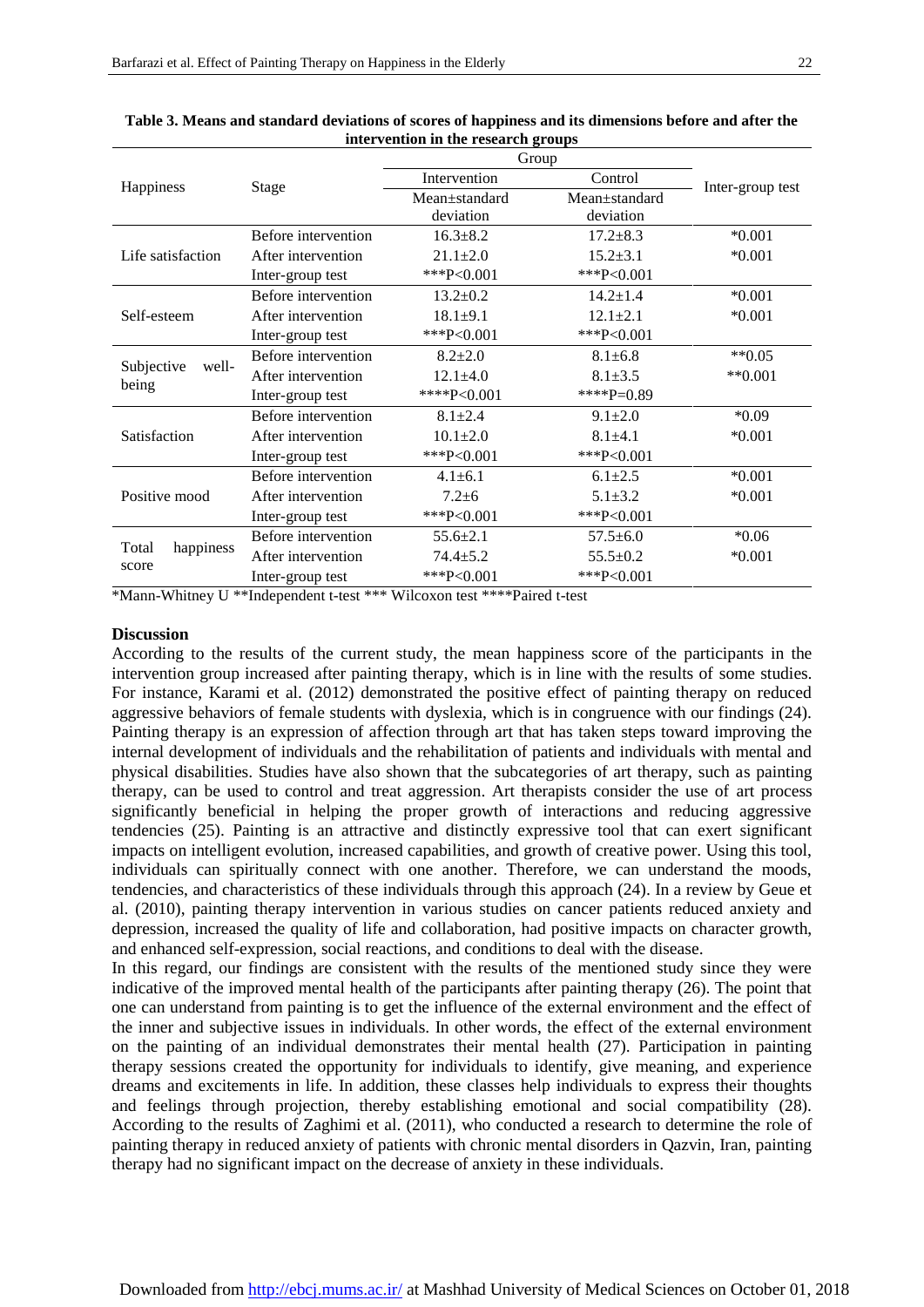**Table 3. Means and standard deviations of scores of happiness and its dimensions before and after the intervention in the research groups**

| Happiness | Stage | Group | | Inter-group test |
|---|---|---|---|---|
| | | Intervention | Control | |
| | | Mean±standard deviation | Mean±standard deviation | |
| Life satisfaction | Before intervention | 16.3±8.2 | 17.2±8.3 | *0.001 |
| | After intervention | 21.1±2.0 | 15.2±3.1 | *0.001 |
| | Inter-group test | ***P<0.001 | ***P<0.001 | |
| Self-esteem | Before intervention | 13.2±0.2 | 14.2±1.4 | *0.001 |
| | After intervention | 18.1±9.1 | 12.1±2.1 | *0.001 |
| | Inter-group test | ***P<0.001 | ***P<0.001 | |
| Subjective well-being | Before intervention | 8.2±2.0 | 8.1±6.8 | **0.05 |
| | After intervention | 12.1±4.0 | 8.1±3.5 | **0.001 |
| | Inter-group test | ****P<0.001 | ****P=0.89 | |
| Satisfaction | Before intervention | 8.1±2.4 | 9.1±2.0 | *0.09 |
| | After intervention | 10.1±2.0 | 8.1±4.1 | *0.001 |
| | Inter-group test | ***P<0.001 | ***P<0.001 | |
| Positive mood | Before intervention | 4.1±6.1 | 6.1±2.5 | *0.001 |
| | After intervention | 7.2±6 | 5.1±3.2 | *0.001 |
| | Inter-group test | ***P<0.001 | ***P<0.001 | |
| Total happiness score | Before intervention | 55.6±2.1 | 57.5±6.0 | *0.06 |
| | After intervention | 74.4±5.2 | 55.5±0.2 | *0.001 |
| | Inter-group test | ***P<0.001 | ***P<0.001 | |

*Mann-Whitney U **Independent t-test *** Wilcoxon test ****Paired t-test

## Discussion

According to the results of the current study, the mean happiness score of the participants in the intervention group increased after painting therapy, which is in line with the results of some studies. For instance, Karami et al. (2012) demonstrated the positive effect of painting therapy on reduced aggressive behaviors of female students with dyslexia, which is in congruence with our findings (24). Painting therapy is an expression of affection through art that has taken steps toward improving the internal development of individuals and the rehabilitation of patients and individuals with mental and physical disabilities. Studies have also shown that the subcategories of art therapy, such as painting therapy, can be used to control and treat aggression. Art therapists consider the use of art process significantly beneficial in helping the proper growth of interactions and reducing aggressive tendencies (25). Painting is an attractive and distinctly expressive tool that can exert significant impacts on intelligent evolution, increased capabilities, and growth of creative power. Using this tool, individuals can spiritually connect with one another. Therefore, we can understand the moods, tendencies, and characteristics of these individuals through this approach (24). In a review by Geue et al. (2010), painting therapy intervention in various studies on cancer patients reduced anxiety and depression, increased the quality of life and collaboration, had positive impacts on character growth, and enhanced self-expression, social reactions, and conditions to deal with the disease.

In this regard, our findings are consistent with the results of the mentioned study since they were indicative of the improved mental health of the participants after painting therapy (26). The point that one can understand from painting is to get the influence of the external environment and the effect of the inner and subjective issues in individuals. In other words, the effect of the external environment on the painting of an individual demonstrates their mental health (27). Participation in painting therapy sessions created the opportunity for individuals to identify, give meaning, and experience dreams and excitements in life. In addition, these classes help individuals to express their thoughts and feelings through projection, thereby establishing emotional and social compatibility (28). According to the results of Zaghimi et al. (2011), who conducted a research to determine the role of painting therapy in reduced anxiety of patients with chronic mental disorders in Qazvin, Iran, painting therapy had no significant impact on the decrease of anxiety in these individuals.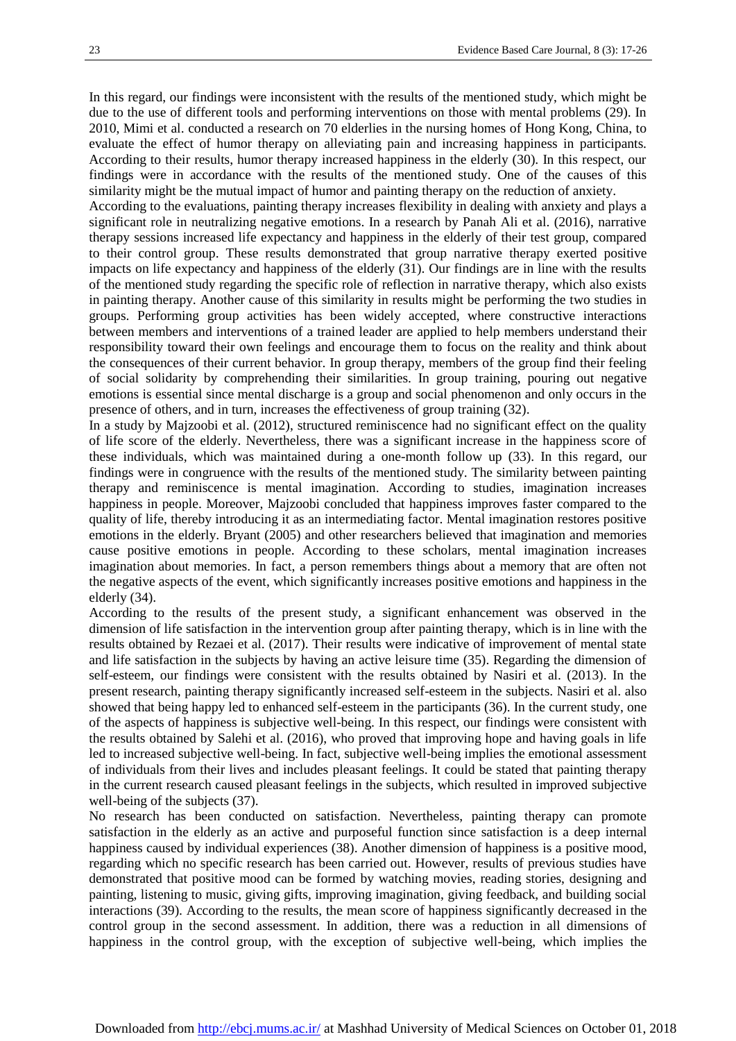In this regard, our findings were inconsistent with the results of the mentioned study, which might be due to the use of different tools and performing interventions on those with mental problems (29). In 2010, Mimi et al. conducted a research on 70 elderlies in the nursing homes of Hong Kong, China, to evaluate the effect of humor therapy on alleviating pain and increasing happiness in participants. According to their results, humor therapy increased happiness in the elderly (30). In this respect, our findings were in accordance with the results of the mentioned study. One of the causes of this similarity might be the mutual impact of humor and painting therapy on the reduction of anxiety.

According to the evaluations, painting therapy increases flexibility in dealing with anxiety and plays a significant role in neutralizing negative emotions. In a research by Panah Ali et al. (2016), narrative therapy sessions increased life expectancy and happiness in the elderly of their test group, compared to their control group. These results demonstrated that group narrative therapy exerted positive impacts on life expectancy and happiness of the elderly (31). Our findings are in line with the results of the mentioned study regarding the specific role of reflection in narrative therapy, which also exists in painting therapy. Another cause of this similarity in results might be performing the two studies in groups. Performing group activities has been widely accepted, where constructive interactions between members and interventions of a trained leader are applied to help members understand their responsibility toward their own feelings and encourage them to focus on the reality and think about the consequences of their current behavior. In group therapy, members of the group find their feeling of social solidarity by comprehending their similarities. In group training, pouring out negative emotions is essential since mental discharge is a group and social phenomenon and only occurs in the presence of others, and in turn, increases the effectiveness of group training (32).

In a study by Majzoobi et al. (2012), structured reminiscence had no significant effect on the quality of life score of the elderly. Nevertheless, there was a significant increase in the happiness score of these individuals, which was maintained during a one-month follow up (33). In this regard, our findings were in congruence with the results of the mentioned study. The similarity between painting therapy and reminiscence is mental imagination. According to studies, imagination increases happiness in people. Moreover, Majzoobi concluded that happiness improves faster compared to the quality of life, thereby introducing it as an intermediating factor. Mental imagination restores positive emotions in the elderly. Bryant (2005) and other researchers believed that imagination and memories cause positive emotions in people. According to these scholars, mental imagination increases imagination about memories. In fact, a person remembers things about a memory that are often not the negative aspects of the event, which significantly increases positive emotions and happiness in the elderly (34).

According to the results of the present study, a significant enhancement was observed in the dimension of life satisfaction in the intervention group after painting therapy, which is in line with the results obtained by Rezaei et al. (2017). Their results were indicative of improvement of mental state and life satisfaction in the subjects by having an active leisure time (35). Regarding the dimension of self-esteem, our findings were consistent with the results obtained by Nasiri et al. (2013). In the present research, painting therapy significantly increased self-esteem in the subjects. Nasiri et al. also showed that being happy led to enhanced self-esteem in the participants (36). In the current study, one of the aspects of happiness is subjective well-being. In this respect, our findings were consistent with the results obtained by Salehi et al. (2016), who proved that improving hope and having goals in life led to increased subjective well-being. In fact, subjective well-being implies the emotional assessment of individuals from their lives and includes pleasant feelings. It could be stated that painting therapy in the current research caused pleasant feelings in the subjects, which resulted in improved subjective well-being of the subjects (37).

No research has been conducted on satisfaction. Nevertheless, painting therapy can promote satisfaction in the elderly as an active and purposeful function since satisfaction is a deep internal happiness caused by individual experiences (38). Another dimension of happiness is a positive mood, regarding which no specific research has been carried out. However, results of previous studies have demonstrated that positive mood can be formed by watching movies, reading stories, designing and painting, listening to music, giving gifts, improving imagination, giving feedback, and building social interactions (39). According to the results, the mean score of happiness significantly decreased in the control group in the second assessment. In addition, there was a reduction in all dimensions of happiness in the control group, with the exception of subjective well-being, which implies the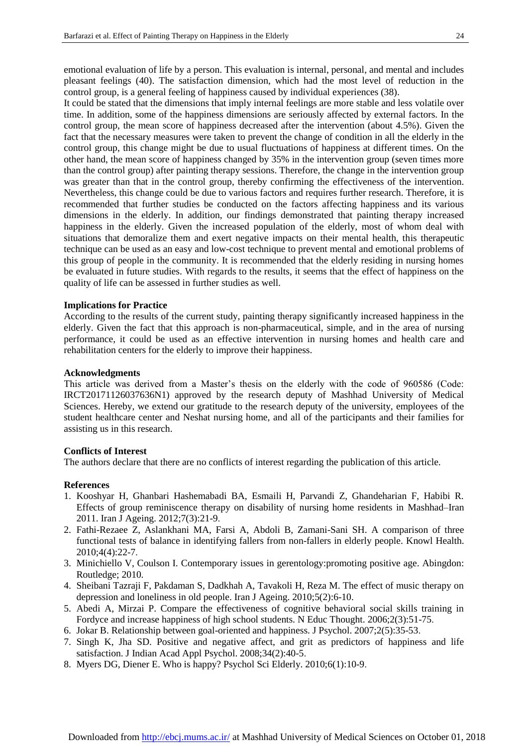emotional evaluation of life by a person. This evaluation is internal, personal, and mental and includes pleasant feelings (40). The satisfaction dimension, which had the most level of reduction in the control group, is a general feeling of happiness caused by individual experiences (38).

It could be stated that the dimensions that imply internal feelings are more stable and less volatile over time. In addition, some of the happiness dimensions are seriously affected by external factors. In the control group, the mean score of happiness decreased after the intervention (about 4.5%). Given the fact that the necessary measures were taken to prevent the change of condition in all the elderly in the control group, this change might be due to usual fluctuations of happiness at different times. On the other hand, the mean score of happiness changed by 35% in the intervention group (seven times more than the control group) after painting therapy sessions. Therefore, the change in the intervention group was greater than that in the control group, thereby confirming the effectiveness of the intervention. Nevertheless, this change could be due to various factors and requires further research. Therefore, it is recommended that further studies be conducted on the factors affecting happiness and its various dimensions in the elderly. In addition, our findings demonstrated that painting therapy increased happiness in the elderly. Given the increased population of the elderly, most of whom deal with situations that demoralize them and exert negative impacts on their mental health, this therapeutic technique can be used as an easy and low-cost technique to prevent mental and emotional problems of this group of people in the community. It is recommended that the elderly residing in nursing homes be evaluated in future studies. With regards to the results, it seems that the effect of happiness on the quality of life can be assessed in further studies as well.

**Implications for Practice**

According to the results of the current study, painting therapy significantly increased happiness in the elderly. Given the fact that this approach is non-pharmaceutical, simple, and in the area of nursing performance, it could be used as an effective intervention in nursing homes and health care and rehabilitation centers for the elderly to improve their happiness.

**Acknowledgments**

This article was derived from a Master's thesis on the elderly with the code of 960586 (Code: IRCT20171126037636N1) approved by the research deputy of Mashhad University of Medical Sciences. Hereby, we extend our gratitude to the research deputy of the university, employees of the student healthcare center and Neshat nursing home, and all of the participants and their families for assisting us in this research.

**Conflicts of Interest**

The authors declare that there are no conflicts of interest regarding the publication of this article.

**References**

1. Kooshyar H, Ghanbari Hashemabadi BA, Esmaili H, Parvandi Z, Ghandeharian F, Habibi R. Effects of group reminiscence therapy on disability of nursing home residents in Mashhad–Iran 2011. Iran J Ageing. 2012;7(3):21-9.
2. Fathi-Rezaee Z, Aslankhani MA, Farsi A, Abdoli B, Zamani-Sani SH. A comparison of three functional tests of balance in identifying fallers from non-fallers in elderly people. Knowl Health. 2010;4(4):22-7.
3. Minichiello V, Coulson I. Contemporary issues in gerentology:promoting positive age. Abingdon: Routledge; 2010.
4. Sheibani Tazraji F, Pakdaman S, Dadkhah A, Tavakoli H, Reza M. The effect of music therapy on depression and loneliness in old people. Iran J Ageing. 2010;5(2):6-10.
5. Abedi A, Mirzai P. Compare the effectiveness of cognitive behavioral social skills training in Fordyce and increase happiness of high school students. N Educ Thought. 2006;2(3):51-75.
6. Jokar B. Relationship between goal-oriented and happiness. J Psychol. 2007;2(5):35-53.
7. Singh K, Jha SD. Positive and negative affect, and grit as predictors of happiness and life satisfaction. J Indian Acad Appl Psychol. 2008;34(2):40-5.
8. Myers DG, Diener E. Who is happy? Psychol Sci Elderly. 2010;6(1):10-9.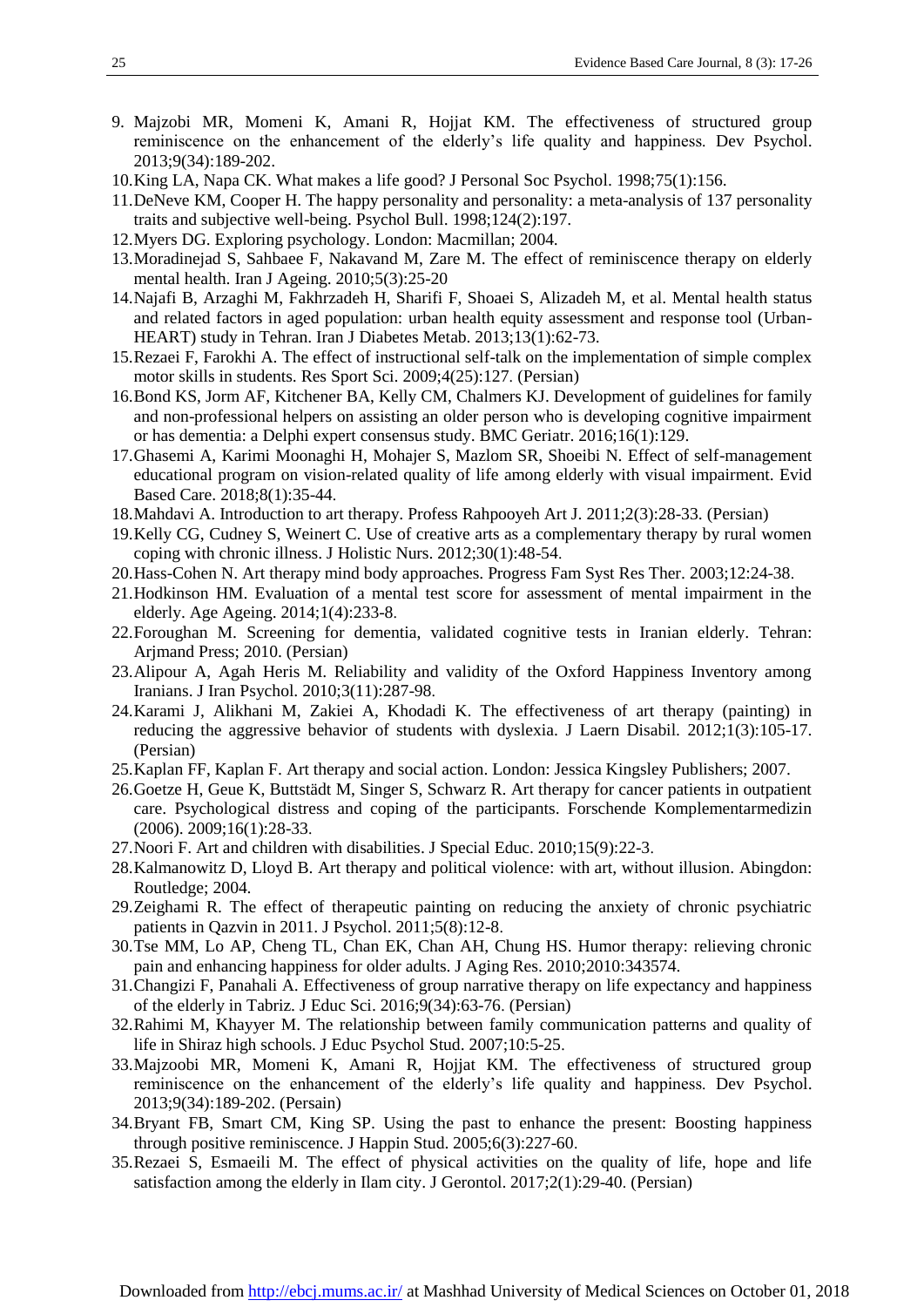9. Majzobi MR, Momeni K, Amani R, Hojjat KM. The effectiveness of structured group reminiscence on the enhancement of the elderly's life quality and happiness. Dev Psychol. 2013;9(34):189-202.
10. King LA, Napa CK. What makes a life good? J Personal Soc Psychol. 1998;75(1):156.
11. DeNeve KM, Cooper H. The happy personality and personality: a meta-analysis of 137 personality traits and subjective well-being. Psychol Bull. 1998;124(2):197.
12. Myers DG. Exploring psychology. London: Macmillan; 2004.
13. Moradinejad S, Sahbaee F, Nakavand M, Zare M. The effect of reminiscence therapy on elderly mental health. Iran J Ageing. 2010;5(3):25-20
14. Najafi B, Arzaghi M, Fakhrzadeh H, Sharifi F, Shoaei S, Alizadeh M, et al. Mental health status and related factors in aged population: urban health equity assessment and response tool (Urban-HEART) study in Tehran. Iran J Diabetes Metab. 2013;13(1):62-73.
15. Rezaei F, Farokhi A. The effect of instructional self-talk on the implementation of simple complex motor skills in students. Res Sport Sci. 2009;4(25):127. (Persian)
16. Bond KS, Jorm AF, Kitchener BA, Kelly CM, Chalmers KJ. Development of guidelines for family and non-professional helpers on assisting an older person who is developing cognitive impairment or has dementia: a Delphi expert consensus study. BMC Geriatr. 2016;16(1):129.
17. Ghasemi A, Karimi Moonaghi H, Mohajer S, Mazlom SR, Shoeibi N. Effect of self-management educational program on vision-related quality of life among elderly with visual impairment. Evid Based Care. 2018;8(1):35-44.
18. Mahdavi A. Introduction to art therapy. Profess Rahpooyeh Art J. 2011;2(3):28-33. (Persian)
19. Kelly CG, Cudney S, Weinert C. Use of creative arts as a complementary therapy by rural women coping with chronic illness. J Holistic Nurs. 2012;30(1):48-54.
20. Hass-Cohen N. Art therapy mind body approaches. Progress Fam Syst Res Ther. 2003;12:24-38.
21. Hodkinson HM. Evaluation of a mental test score for assessment of mental impairment in the elderly. Age Ageing. 2014;1(4):233-8.
22. Foroughan M. Screening for dementia, validated cognitive tests in Iranian elderly. Tehran: Arjmand Press; 2010. (Persian)
23. Alipour A, Agah Heris M. Reliability and validity of the Oxford Happiness Inventory among Iranians. J Iran Psychol. 2010;3(11):287-98.
24. Karami J, Alikhani M, Zakiei A, Khodadi K. The effectiveness of art therapy (painting) in reducing the aggressive behavior of students with dyslexia. J Laern Disabil. 2012;1(3):105-17. (Persian)
25. Kaplan FF, Kaplan F. Art therapy and social action. London: Jessica Kingsley Publishers; 2007.
26. Goetze H, Geue K, Buttstädt M, Singer S, Schwarz R. Art therapy for cancer patients in outpatient care. Psychological distress and coping of the participants. Forschende Komplementarmedizin (2006). 2009;16(1):28-33.
27. Noori F. Art and children with disabilities. J Special Educ. 2010;15(9):22-3.
28. Kalmanowitz D, Lloyd B. Art therapy and political violence: with art, without illusion. Abingdon: Routledge; 2004.
29. Zeighami R. The effect of therapeutic painting on reducing the anxiety of chronic psychiatric patients in Qazvin in 2011. J Psychol. 2011;5(8):12-8.
30. Tse MM, Lo AP, Cheng TL, Chan EK, Chan AH, Chung HS. Humor therapy: relieving chronic pain and enhancing happiness for older adults. J Aging Res. 2010;2010:343574.
31. Changizi F, Panahali A. Effectiveness of group narrative therapy on life expectancy and happiness of the elderly in Tabriz. J Educ Sci. 2016;9(34):63-76. (Persian)
32. Rahimi M, Khayyer M. The relationship between family communication patterns and quality of life in Shiraz high schools. J Educ Psychol Stud. 2007;10:5-25.
33. Majzoobi MR, Momeni K, Amani R, Hojjat KM. The effectiveness of structured group reminiscence on the enhancement of the elderly's life quality and happiness. Dev Psychol. 2013;9(34):189-202. (Persain)
34. Bryant FB, Smart CM, King SP. Using the past to enhance the present: Boosting happiness through positive reminiscence. J Happin Stud. 2005;6(3):227-60.
35. Rezaei S, Esmaeili M. The effect of physical activities on the quality of life, hope and life satisfaction among the elderly in Ilam city. J Gerontol. 2017;2(1):29-40. (Persian)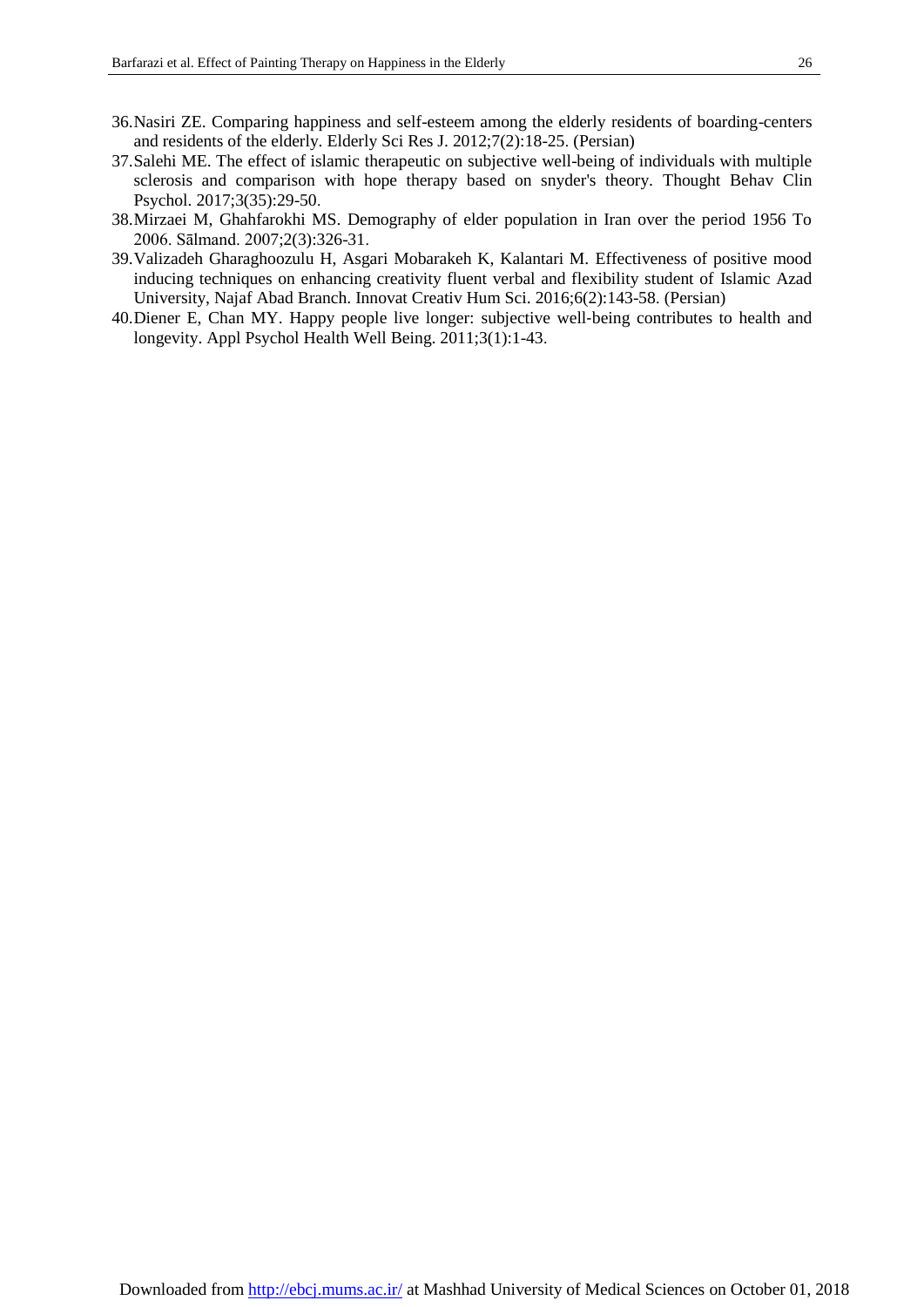36. Nasiri ZE. Comparing happiness and self-esteem among the elderly residents of boarding-centers and residents of the elderly. Elderly Sci Res J. 2012;7(2):18-25. (Persian)
37. Salehi ME. The effect of islamic therapeutic on subjective well-being of individuals with multiple sclerosis and comparison with hope therapy based on snyder's theory. Thought Behav Clin Psychol. 2017;3(35):29-50.
38. Mirzaei M, Ghahfarokhi MS. Demography of elder population in Iran over the period 1956 To 2006. Sālmand. 2007;2(3):326-31.
39. Valizadeh Gharaghoozulu H, Asgari Mobarakeh K, Kalantari M. Effectiveness of positive mood inducing techniques on enhancing creativity fluent verbal and flexibility student of Islamic Azad University, Najaf Abad Branch. Innovat Creativ Hum Sci. 2016;6(2):143-58. (Persian)
40. Diener E, Chan MY. Happy people live longer: subjective well-being contributes to health and longevity. Appl Psychol Health Well Being. 2011;3(1):1-43.